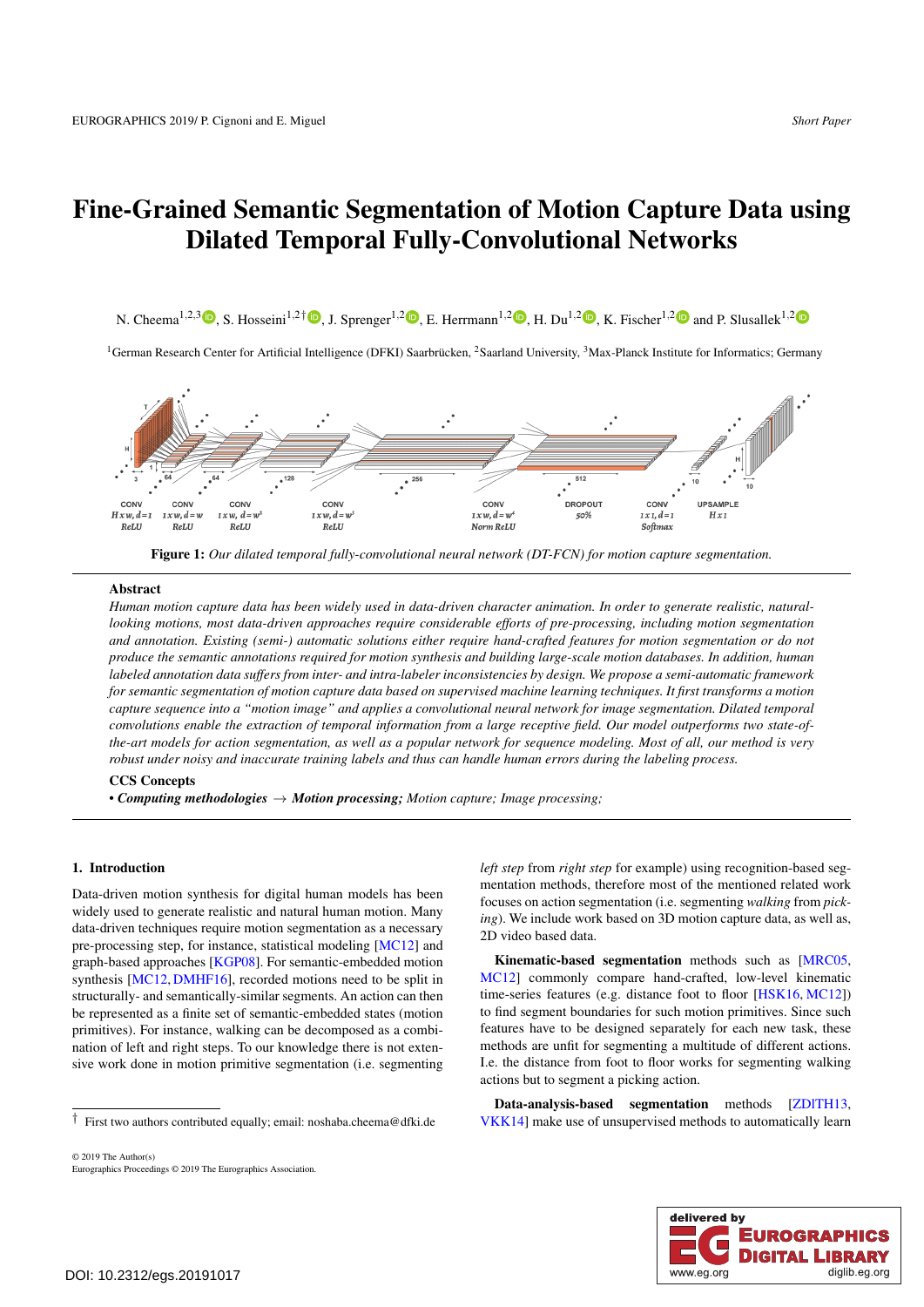# Fine-Grained Semantic Segmentation of Motion Capture Data using Dilated Temporal Fully-Convolutional Networks

N. Cheema[1,2,3], S. Hosseini[1,2†], J. Sprenger[1,2], E. Herrmann[1,2], H. Du[1,2], K. Fischer[1,2] and P. Slusallek[1,2]

[1]German Research Center for Artificial Intelligence (DFKI) Saarbrücken, [2]Saarland University, [3]Max-Planck Institute for Informatics; Germany

**Figure 1:** *Our dilated temporal fully-convolutional neural network (DT-FCN) for motion capture segmentation.*

## Abstract

*Human motion capture data has been widely used in data-driven character animation. In order to generate realistic, natural-looking motions, most data-driven approaches require considerable efforts of pre-processing, including motion segmentation and annotation. Existing (semi-) automatic solutions either require hand-crafted features for motion segmentation or do not produce the semantic annotations required for motion synthesis and building large-scale motion databases. In addition, human labeled annotation data suffers from inter- and intra-labeler inconsistencies by design. We propose a semi-automatic framework for semantic segmentation of motion capture data based on supervised machine learning techniques. It first transforms a motion capture sequence into a "motion image" and applies a convolutional neural network for image segmentation. Dilated temporal convolutions enable the extraction of temporal information from a large receptive field. Our model outperforms two state-of-the-art models for action segmentation, as well as a popular network for sequence modeling. Most of all, our method is very robust under noisy and inaccurate training labels and thus can handle human errors during the labeling process.*

### CCS Concepts

• ***Computing methodologies*** → ***Motion processing;*** *Motion capture; Image processing;*

## 1. Introduction

Data-driven motion synthesis for digital human models has been widely used to generate realistic and natural human motion. Many data-driven techniques require motion segmentation as a necessary pre-processing step, for instance, statistical modeling [MC12] and graph-based approaches [KGP08]. For semantic-embedded motion synthesis [MC12, DMHF16], recorded motions need to be split in structurally- and semantically-similar segments. An action can then be represented as a finite set of semantic-embedded states (motion primitives). For instance, walking can be decomposed as a combination of left and right steps. To our knowledge there is not extensive work done in motion primitive segmentation (i.e. segmenting *left step* from *right step* for example) using recognition-based segmentation methods, therefore most of the mentioned related work focuses on action segmentation (i.e. segmenting *walking* from *picking*). We include work based on 3D motion capture data, as well as, 2D video based data.

**Kinematic-based segmentation** methods such as [MRC05, MC12] commonly compare hand-crafted, low-level kinematic time-series features (e.g. distance foot to floor [HSK16, MC12]) to find segment boundaries for such motion primitives. Since such features have to be designed separately for each new task, these methods are unfit for segmenting a multitude of different actions. I.e. the distance from foot to floor works for segmenting walking actions but to segment a picking action.

**Data-analysis-based segmentation** methods [ZDlTH13, VKK14] make use of unsupervised methods to automatically learn

† First two authors contributed equally; email: noshaba.cheema@dfki.de

© 2019 The Author(s)
Eurographics Proceedings © 2019 The Eurographics Association.

DOI: 10.2312/egs.20191017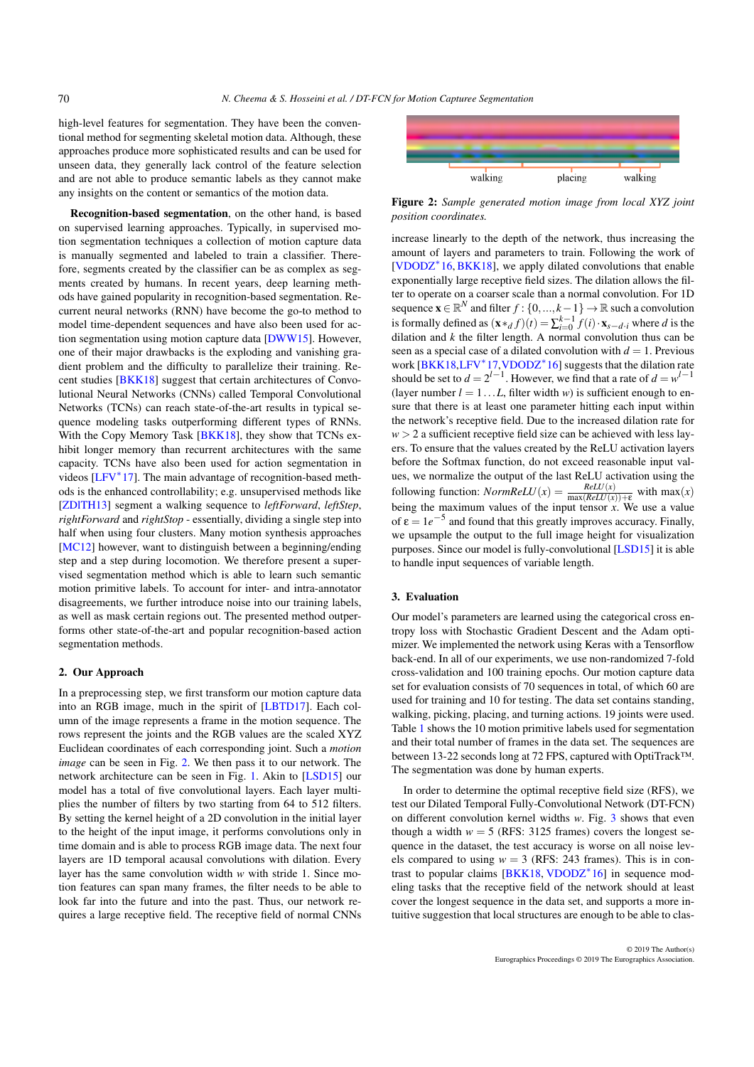high-level features for segmentation. They have been the conventional method for segmenting skeletal motion data. Although, these approaches produce more sophisticated results and can be used for unseen data, they generally lack control of the feature selection and are not able to produce semantic labels as they cannot make any insights on the content or semantics of the motion data.

**Recognition-based segmentation**, on the other hand, is based on supervised learning approaches. Typically, in supervised motion segmentation techniques a collection of motion capture data is manually segmented and labeled to train a classifier. Therefore, segments created by the classifier can be as complex as segments created by humans. In recent years, deep learning methods have gained popularity in recognition-based segmentation. Recurrent neural networks (RNN) have become the go-to method to model time-dependent sequences and have also been used for action segmentation using motion capture data [DWW15]. However, one of their major drawbacks is the exploding and vanishing gradient problem and the difficulty to parallelize their training. Recent studies [BKK18] suggest that certain architectures of Convolutional Neural Networks (CNNs) called Temporal Convolutional Networks (TCNs) can reach state-of-the-art results in typical sequence modeling tasks outperforming different types of RNNs. With the Copy Memory Task [BKK18], they show that TCNs exhibit longer memory than recurrent architectures with the same capacity. TCNs have also been used for action segmentation in videos [LFV*17]. The main advantage of recognition-based methods is the enhanced controllability; e.g. unsupervised methods like [ZDlTH13] segment a walking sequence to *leftForward*, *leftStep*, *rightForward* and *rightStop* - essentially, dividing a single step into half when using four clusters. Many motion synthesis approaches [MC12] however, want to distinguish between a beginning/ending step and a step during locomotion. We therefore present a supervised segmentation method which is able to learn such semantic motion primitive labels. To account for inter- and intra-annotator disagreements, we further introduce noise into our training labels, as well as mask certain regions out. The presented method outperforms other state-of-the-art and popular recognition-based action segmentation methods.

## 2. Our Approach

In a preprocessing step, we first transform our motion capture data into an RGB image, much in the spirit of [LBTD17]. Each column of the image represents a frame in the motion sequence. The rows represent the joints and the RGB values are the scaled XYZ Euclidean coordinates of each corresponding joint. Such a *motion image* can be seen in Fig. 2. We then pass it to our network. The network architecture can be seen in Fig. 1. Akin to [LSD15] our model has a total of five convolutional layers. Each layer multiplies the number of filters by two starting from 64 to 512 filters. By setting the kernel height of a 2D convolution in the initial layer to the height of the input image, it performs convolutions only in time domain and is able to process RGB image data. The next four layers are 1D temporal acausal convolutions with dilation. Every layer has the same convolution width $w$ with stride 1. Since motion features can span many frames, the filter needs to be able to look far into the future and into the past. Thus, our network requires a large receptive field. The receptive field of normal CNNs increase linearly to the depth of the network, thus increasing the amount of layers and parameters to train. Following the work of [VDODZ*16, BKK18], we apply dilated convolutions that enable exponentially large receptive field sizes. The dilation allows the filter to operate on a coarser scale than a normal convolution. For 1D sequence $\mathbf{x} \in \mathbb{R}^N$ and filter $f : \{0,\dots,k-1\} \to \mathbb{R}$ such a convolution is formally defined as $(\mathbf{x} *_d f)(t) = \sum_{i=0}^{k-1} f(i) \cdot \mathbf{x}_{s-d \cdot i}$ where $d$ is the dilation and $k$ the filter length. A normal convolution thus can be seen as a special case of a dilated convolution with $d = 1$. Previous work [BKK18, LFV*17, VDODZ*16] suggests that the dilation rate should be set to $d = 2^{l-1}$. However, we find that a rate of $d = w^{l-1}$ (layer number $l = 1 \dots L$, filter width $w$) is sufficient enough to ensure that there is at least one parameter hitting each input within the network's receptive field. Due to the increased dilation rate for $w > 2$ a sufficient receptive field size can be achieved with less layers. To ensure that the values created by the ReLU activation layers before the Softmax function, do not exceed reasonable input values, we normalize the output of the last ReLU activation using the following function: $NormReLU(x) = \frac{ReLU(x)}{\max(ReLU(x))+\varepsilon}$ with $\max(x)$ being the maximum values of the input tensor $x$. We use a value of $\varepsilon = 1e^{-5}$ and found that this greatly improves accuracy. Finally, we upsample the output to the full image height for visualization purposes. Since our model is fully-convolutional [LSD15] it is able to handle input sequences of variable length.

walking placing walking

**Figure 2:** *Sample generated motion image from local XYZ joint position coordinates.*

## 3. Evaluation

Our model's parameters are learned using the categorical cross entropy loss with Stochastic Gradient Descent and the Adam optimizer. We implemented the network using Keras with a Tensorflow back-end. In all of our experiments, we use non-randomized 7-fold cross-validation and 100 training epochs. Our motion capture data set for evaluation consists of 70 sequences in total, of which 60 are used for training and 10 for testing. The data set contains standing, walking, picking, placing, and turning actions. 19 joints were used. Table 1 shows the 10 motion primitive labels used for segmentation and their total number of frames in the data set. The sequences are between 13-22 seconds long at 72 FPS, captured with OptiTrack™. The segmentation was done by human experts.

In order to determine the optimal receptive field size (RFS), we test our Dilated Temporal Fully-Convolutional Network (DT-FCN) on different convolution kernel widths $w$. Fig. 3 shows that even though a width $w = 5$ (RFS: 3125 frames) covers the longest sequence in the dataset, the test accuracy is worse on all noise levels compared to using $w = 3$ (RFS: 243 frames). This is in contrast to popular claims [BKK18, VDODZ*16] in sequence modeling tasks that the receptive field of the network should at least cover the longest sequence in the data set, and supports a more intuitive suggestion that local structures are enough to be able to clas-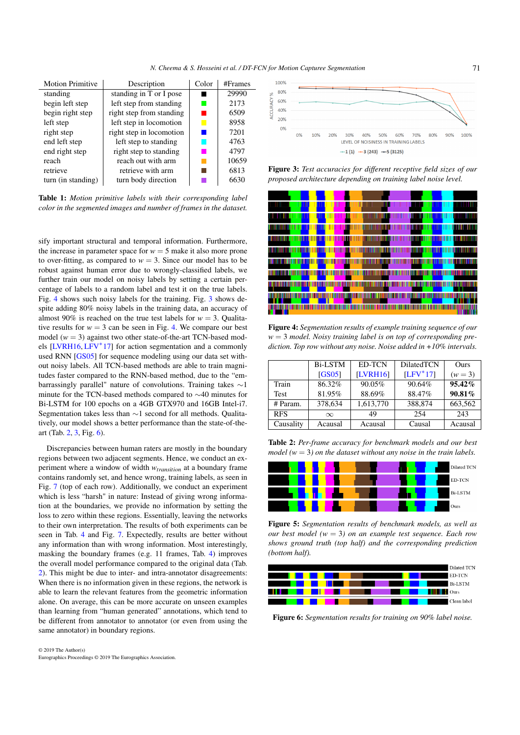| Motion Primitive | Description | Color | #Frames |
|---|---|---|---|
| standing | standing in T or I pose | ■ | 29990 |
| begin left step | left step from standing | ■ | 2173 |
| begin right step | right step from standing | ■ | 6509 |
| left step | left step in locomotion | ■ | 8958 |
| right step | right step in locomotion | ■ | 7201 |
| end left step | left step to standing | ■ | 4763 |
| end right step | right step to standing | ■ | 4797 |
| reach | reach out with arm | ■ | 10659 |
| retrieve | retrieve with arm | ■ | 6813 |
| turn (in standing) | turn body direction | ■ | 6630 |

**Table 1:** *Motion primitive labels with their corresponding label color in the segmented images and number of frames in the dataset.*

sify important structural and temporal information. Furthermore, the increase in parameter space for $w = 5$ make it also more prone to over-fitting, as compared to $w = 3$. Since our model has to be robust against human error due to wrongly-classified labels, we further train our model on noisy labels by setting a certain percentage of labels to a random label and test it on the true labels. Fig. 4 shows such noisy labels for the training. Fig. 3 shows despite adding 80% noisy labels in the training data, an accuracy of almost 90% is reached on the true test labels for $w = 3$. Qualitative results for $w = 3$ can be seen in Fig. 4. We compare our best model ($w = 3$) against two other state-of-the-art TCN-based models [LVRH16, LFV*17] for action segmentation and a commonly used RNN [GS05] for sequence modeling using our data set without noisy labels. All TCN-based methods are able to train magnitudes faster compared to the RNN-based method, due to the "embarrassingly parallel" nature of convolutions. Training takes $\sim$1 minute for the TCN-based methods compared to $\sim$40 minutes for Bi-LSTM for 100 epochs on a 4GB GTX970 and 16GB Intel-i7. Segmentation takes less than $\sim$1 second for all methods. Qualitatively, our model shows a better performance than the state-of-the-art (Tab. 2, 3, Fig. 6).

Discrepancies between human raters are mostly in the boundary regions between two adjacent segments. Hence, we conduct an experiment where a window of width $w_{transition}$ at a boundary frame contains randomly set, and hence wrong, training labels, as seen in Fig. 7 (top of each row). Additionally, we conduct an experiment which is less "harsh" in nature: Instead of giving wrong information at the boundaries, we provide no information by setting the loss to zero within these regions. Essentially, leaving the networks to their own interpretation. The results of both experiments can be seen in Tab. 4 and Fig. 7. Expectedly, results are better without any information than with wrong information. Most interestingly, masking the boundary frames (e.g. 11 frames, Tab. 4) improves the overall model performance compared to the original data (Tab. 2). This might be due to inter- and intra-annotator disagreements: When there is no information given in these regions, the network is able to learn the relevant features from the geometric information alone. On average, this can be more accurate on unseen examples than learning from "human generated" annotations, which tend to be different from annotator to annotator (or even from using the same annotator) in boundary regions.

**Figure 3:** *Test accuracies for different receptive field sizes of our proposed architecture depending on training label noise level.*

**Figure 4:** *Segmentation results of example training sequence of our $w = 3$ model. Noisy training label is on top of corresponding prediction. Top row without any noise. Noise added in +10% intervals.*

| | Bi-LSTM [GS05] | ED-TCN [LVRH16] | DilatedTCN [LFV*17] | Ours ($w = 3$) |
|---|---|---|---|---|
| Train | 86.32% | 90.05% | 90.64% | **95.42%** |
| Test | 81.95% | 88.69% | 88.47% | **90.81%** |
| # Param. | 378,634 | 1,613,770 | 388,874 | 663,562 |
| RFS | $\infty$ | 49 | 254 | 243 |
| Causality | Acausal | Acausal | Causal | Acausal |

**Table 2:** *Per-frame accuracy for benchmark models and our best model ($w = 3$) on the dataset without any noise in the train labels.*

**Figure 5:** *Segmentation results of benchmark models, as well as our best model ($w = 3$) on an example test sequence. Each row shows ground truth (top half) and the corresponding prediction (bottom half).*

**Figure 6:** *Segmentation results for training on 90% label noise.*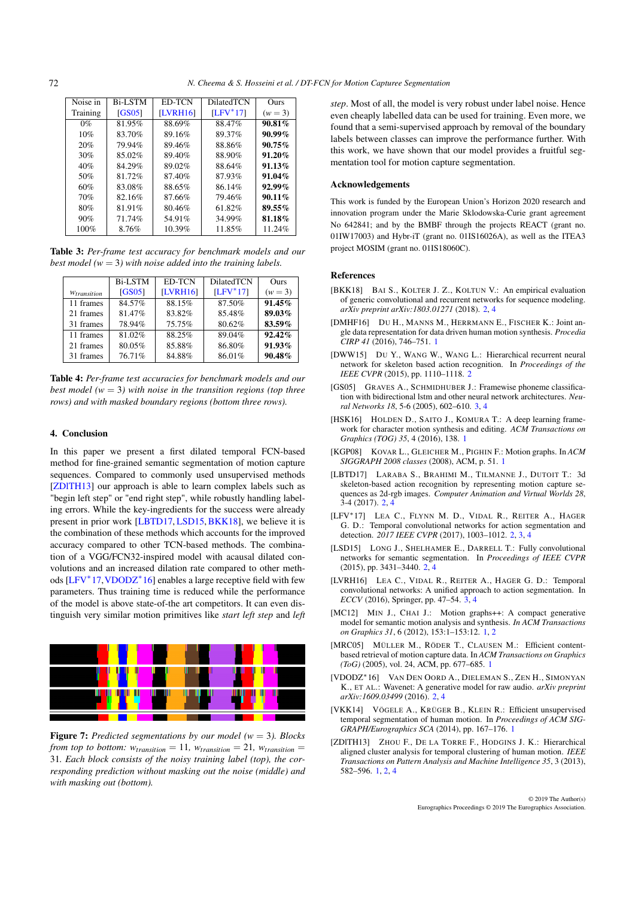| Noise in Training | Bi-LSTM [GS05] | ED-TCN [LVRH16] | DilatedTCN [LFV*17] | Ours ($w=3$) |
|---|---|---|---|---|
| 0% | 81.95% | 88.69% | 88.47% | **90.81%** |
| 10% | 83.70% | 89.16% | 89.37% | **90.99%** |
| 20% | 79.94% | 89.46% | 88.86% | **90.75%** |
| 30% | 85.02% | 89.40% | 88.90% | **91.20%** |
| 40% | 84.29% | 89.02% | 88.64% | **91.13%** |
| 50% | 81.72% | 87.40% | 87.93% | **91.04%** |
| 60% | 83.08% | 88.65% | 86.14% | **92.99%** |
| 70% | 82.16% | 87.66% | 79.46% | **90.11%** |
| 80% | 81.91% | 80.46% | 61.82% | **89.55%** |
| 90% | 71.74% | 54.91% | 34.99% | **81.18%** |
| 100% | 8.76% | 10.39% | 11.85% | 11.24% |

**Table 3:** *Per-frame test accuracy for benchmark models and our best model ($w=3$) with noise added into the training labels.*

| $w_{transition}$ | Bi-LSTM [GS05] | ED-TCN [LVRH16] | DilatedTCN [LFV*17] | Ours ($w=3$) |
|---|---|---|---|---|
| 11 frames | 84.57% | 88.15% | 87.50% | **91.45%** |
| 21 frames | 81.47% | 83.82% | 85.48% | **89.03%** |
| 31 frames | 78.94% | 75.75% | 80.62% | **83.59%** |
| 11 frames | 81.02% | 88.25% | 89.04% | **92.42%** |
| 21 frames | 80.05% | 85.88% | 86.80% | **91.93%** |
| 31 frames | 76.71% | 84.88% | 86.01% | **90.48%** |

**Table 4:** *Per-frame test accuracies for benchmark models and our best model ($w=3$) with noise in the transition regions (top three rows) and with masked boundary regions (bottom three rows).*

## 4. Conclusion

In this paper we present a first dilated temporal FCN-based method for fine-grained semantic segmentation of motion capture sequences. Compared to commonly used unsupervised methods [ZDlTH13] our approach is able to learn complex labels such as "begin left step" or "end right step", while robustly handling labeling errors. While the key-ingredients for the success were already present in prior work [LBTD17, LSD15, BKK18], we believe it is the combination of these methods which accounts for the improved accuracy compared to other TCN-based methods. The combination of a VGG/FCN32-inspired model with acausal dilated convolutions and an increased dilation rate compared to other methods [LFV*17, VDODZ*16] enables a large receptive field with few parameters. Thus training time is reduced while the performance of the model is above state-of-the art competitors. It can even distinguish very similar motion primitives like *start left step* and *left step*. Most of all, the model is very robust under label noise. Hence even cheaply labelled data can be used for training. Even more, we found that a semi-supervised approach by removal of the boundary labels between classes can improve the performance further. With this work, we have shown that our model provides a fruitful segmentation tool for motion capture segmentation.

**Figure 7:** *Predicted segmentations by our model ($w=3$). Blocks from top to bottom: $w_{transition}=11$, $w_{transition}=21$, $w_{transition}=31$. Each block consists of the noisy training label (top), the corresponding prediction without masking out the noise (middle) and with masking out (bottom).*

### Acknowledgements

This work is funded by the European Union's Horizon 2020 research and innovation program under the Marie Sklodowska-Curie grant agreement No 642841; and by the BMBF through the projects REACT (grant no. 01IW17003) and Hybr-iT (grant no. 01IS16026A), as well as the ITEA3 project MOSIM (grant no. 01IS18060C).

### References

[BKK18] Bai S., Kolter J. Z., Koltun V.: An empirical evaluation of generic convolutional and recurrent networks for sequence modeling. *arXiv preprint arXiv:1803.01271* (2018). 2, 4

[DMHF16] Du H., Manns M., Herrmann E., Fischer K.: Joint angle data representation for data driven human motion synthesis. *Procedia CIRP 41* (2016), 746–751. 1

[DWW15] Du Y., Wang W., Wang L.: Hierarchical recurrent neural network for skeleton based action recognition. In *Proceedings of the IEEE CVPR* (2015), pp. 1110–1118. 2

[GS05] Graves A., Schmidhuber J.: Framewise phoneme classification with bidirectional lstm and other neural network architectures. *Neural Networks 18*, 5-6 (2005), 602–610. 3, 4

[HSK16] Holden D., Saito J., Komura T.: A deep learning framework for character motion synthesis and editing. *ACM Transactions on Graphics (TOG) 35*, 4 (2016), 138. 1

[KGP08] Kovar L., Gleicher M., Pighin F.: Motion graphs. In *ACM SIGGRAPH 2008 classes* (2008), ACM, p. 51. 1

[LBTD17] Laraba S., Brahimi M., Tilmanne J., Dutoit T.: 3d skeleton-based action recognition by representing motion capture sequences as 2d-rgb images. *Computer Animation and Virtual Worlds 28*, 3-4 (2017). 2, 4

[LFV*17] Lea C., Flynn M. D., Vidal R., Reiter A., Hager G. D.: Temporal convolutional networks for action segmentation and detection. *2017 IEEE CVPR* (2017), 1003–1012. 2, 3, 4

[LSD15] Long J., Shelhamer E., Darrell T.: Fully convolutional networks for semantic segmentation. In *Proceedings of IEEE CVPR* (2015), pp. 3431–3440. 2, 4

[LVRH16] Lea C., Vidal R., Reiter A., Hager G. D.: Temporal convolutional networks: A unified approach to action segmentation. In *ECCV* (2016), Springer, pp. 47–54. 3, 4

[MC12] Min J., Chai J.: Motion graphs++: A compact generative model for semantic motion analysis and synthesis. *In ACM Transactions on Graphics 31*, 6 (2012), 153:1–153:12. 1, 2

[MRC05] Müller M., Röder T., Clausen M.: Efficient content-based retrieval of motion capture data. In *ACM Transactions on Graphics (ToG)* (2005), vol. 24, ACM, pp. 677–685. 1

[VDODZ*16] Van Den Oord A., Dieleman S., Zen H., Simonyan K., et al.: Wavenet: A generative model for raw audio. *arXiv preprint arXiv:1609.03499* (2016). 2, 4

[VKK14] Vögele A., Krüger B., Klein R.: Efficient unsupervised temporal segmentation of human motion. In *Proceedings of ACM SIGGRAPH/Eurographics SCA* (2014), pp. 167–176. 1

[ZDlTH13] Zhou F., De la Torre F., Hodgins J. K.: Hierarchical aligned cluster analysis for temporal clustering of human motion. *IEEE Transactions on Pattern Analysis and Machine Intelligence 35*, 3 (2013), 582–596. 1, 2, 4